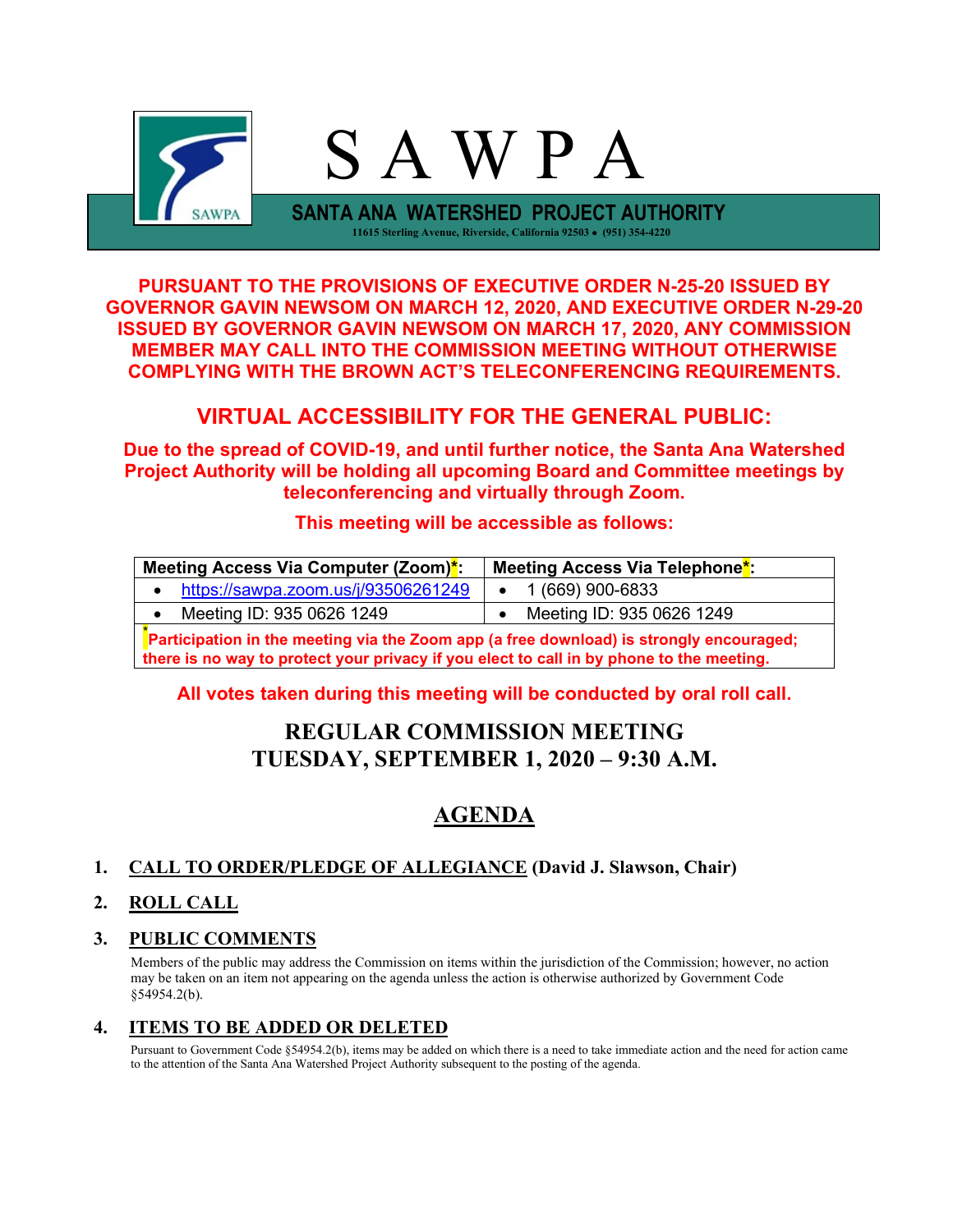# S A W P A

**SANTA ANA WATERSHED PROJECT AUTHORITY**

11615 Sterling Avenue, Riverside, California 92503 • (951) 354-4220

**PURSUANT TO THE PROVISIONS OF EXECUTIVE ORDER N-25-20 ISSUED BY GOVERNOR GAVIN NEWSOM ON MARCH 12, 2020, AND EXECUTIVE ORDER N-29-20 ISSUED BY GOVERNOR GAVIN NEWSOM ON MARCH 17, 2020, ANY COMMISSION MEMBER MAY CALL INTO THE COMMISSION MEETING WITHOUT OTHERWISE COMPLYING WITH THE BROWN ACT'S TELECONFERENCING REQUIREMENTS.**

## VIRTUAL ACCESSIBILITY FOR THE GENERAL PUBLIC:

**Due to the spread of COVID-19, and until further notice, the Santa Ana Watershed Project Authority will be holding all upcoming Board and Committee meetings by teleconferencing and virtually through Zoom.**

**This meeting will be accessible as follows:**

| Meeting Access Via Computer (Zoom)*: | Meeting Access Via Telephone*: |
|---|---|
| • https://sawpa.zoom.us/j/93506261249 | • 1 (669) 900-6833 |
| • Meeting ID: 935 0626 1249 | • Meeting ID: 935 0626 1249 |
| ***Participation in the meeting via the Zoom app (a free download) is strongly encouraged; there is no way to protect your privacy if you elect to call in by phone to the meeting.** | |

**All votes taken during this meeting will be conducted by oral roll call.**

## REGULAR COMMISSION MEETING
## TUESDAY, SEPTEMBER 1, 2020 – 9:30 A.M.

## AGENDA

1. **CALL TO ORDER/PLEDGE OF ALLEGIANCE (David J. Slawson, Chair)**

2. **ROLL CALL**

3. **PUBLIC COMMENTS**

   Members of the public may address the Commission on items within the jurisdiction of the Commission; however, no action may be taken on an item not appearing on the agenda unless the action is otherwise authorized by Government Code §54954.2(b).

4. **ITEMS TO BE ADDED OR DELETED**

   Pursuant to Government Code §54954.2(b), items may be added on which there is a need to take immediate action and the need for action came to the attention of the Santa Ana Watershed Project Authority subsequent to the posting of the agenda.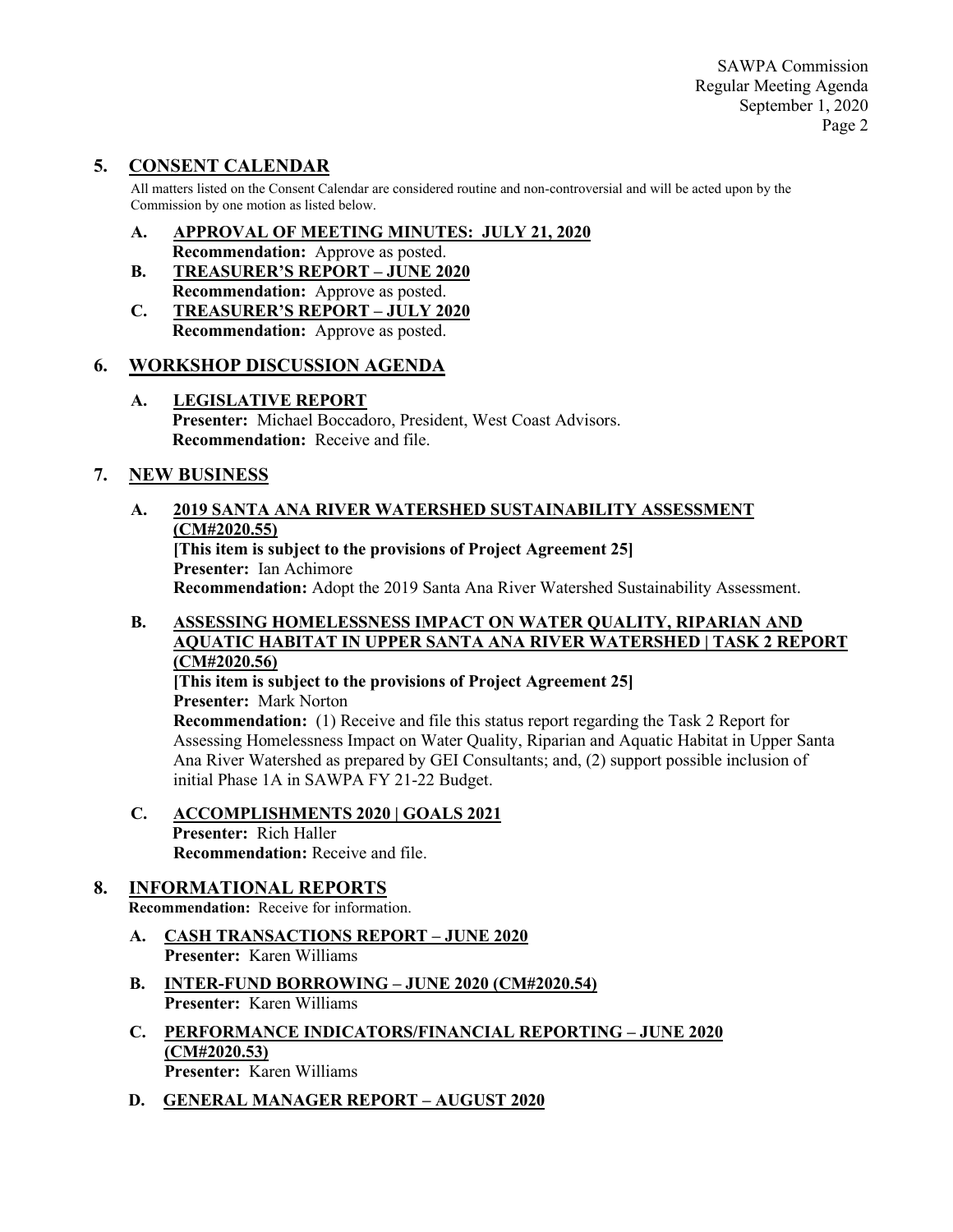## 5. CONSENT CALENDAR

All matters listed on the Consent Calendar are considered routine and non-controversial and will be acted upon by the Commission by one motion as listed below.

**A. APPROVAL OF MEETING MINUTES: JULY 21, 2020**
**Recommendation:** Approve as posted.

**B. TREASURER'S REPORT – JUNE 2020**
**Recommendation:** Approve as posted.

**C. TREASURER'S REPORT – JULY 2020**
**Recommendation:** Approve as posted.

## 6. WORKSHOP DISCUSSION AGENDA

**A. LEGISLATIVE REPORT**
**Presenter:** Michael Boccadoro, President, West Coast Advisors.
**Recommendation:** Receive and file.

## 7. NEW BUSINESS

**A. 2019 SANTA ANA RIVER WATERSHED SUSTAINABILITY ASSESSMENT (CM#2020.55)**
**[This item is subject to the provisions of Project Agreement 25]**
**Presenter:** Ian Achimore
**Recommendation:** Adopt the 2019 Santa Ana River Watershed Sustainability Assessment.

**B. ASSESSING HOMELESSNESS IMPACT ON WATER QUALITY, RIPARIAN AND AQUATIC HABITAT IN UPPER SANTA ANA RIVER WATERSHED | TASK 2 REPORT (CM#2020.56)**
**[This item is subject to the provisions of Project Agreement 25]**
**Presenter:** Mark Norton
**Recommendation:** (1) Receive and file this status report regarding the Task 2 Report for Assessing Homelessness Impact on Water Quality, Riparian and Aquatic Habitat in Upper Santa Ana River Watershed as prepared by GEI Consultants; and, (2) support possible inclusion of initial Phase 1A in SAWPA FY 21-22 Budget.

**C. ACCOMPLISHMENTS 2020 | GOALS 2021**
**Presenter:** Rich Haller
**Recommendation:** Receive and file.

## 8. INFORMATIONAL REPORTS

**Recommendation:** Receive for information.

**A. CASH TRANSACTIONS REPORT – JUNE 2020**
**Presenter:** Karen Williams

**B. INTER-FUND BORROWING – JUNE 2020 (CM#2020.54)**
**Presenter:** Karen Williams

**C. PERFORMANCE INDICATORS/FINANCIAL REPORTING – JUNE 2020 (CM#2020.53)**
**Presenter:** Karen Williams

**D. GENERAL MANAGER REPORT – AUGUST 2020**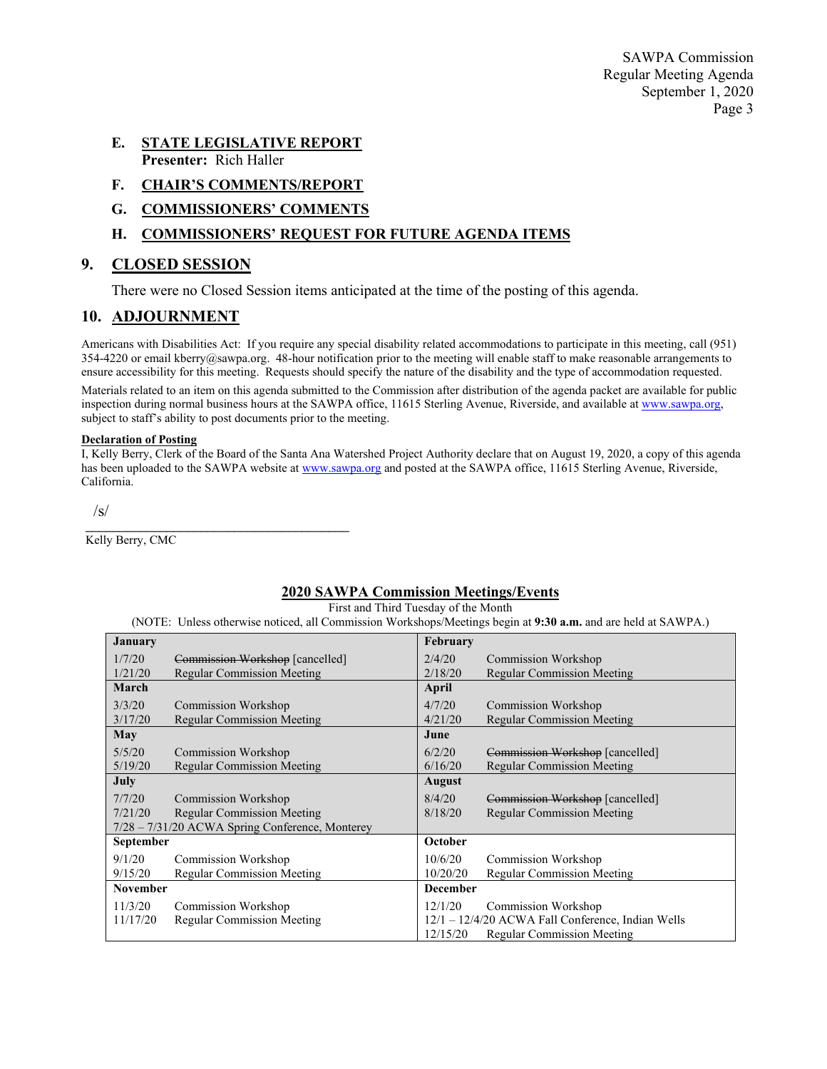### E. STATE LEGISLATIVE REPORT
**Presenter:** Rich Haller

### F. CHAIR'S COMMENTS/REPORT

### G. COMMISSIONERS' COMMENTS

### H. COMMISSIONERS' REQUEST FOR FUTURE AGENDA ITEMS

## 9. CLOSED SESSION

There were no Closed Session items anticipated at the time of the posting of this agenda.

## 10. ADJOURNMENT

Americans with Disabilities Act: If you require any special disability related accommodations to participate in this meeting, call (951) 354-4220 or email kberry@sawpa.org. 48-hour notification prior to the meeting will enable staff to make reasonable arrangements to ensure accessibility for this meeting. Requests should specify the nature of the disability and the type of accommodation requested.

Materials related to an item on this agenda submitted to the Commission after distribution of the agenda packet are available for public inspection during normal business hours at the SAWPA office, 11615 Sterling Avenue, Riverside, and available at www.sawpa.org, subject to staff's ability to post documents prior to the meeting.

**Declaration of Posting**

I, Kelly Berry, Clerk of the Board of the Santa Ana Watershed Project Authority declare that on August 19, 2020, a copy of this agenda has been uploaded to the SAWPA website at www.sawpa.org and posted at the SAWPA office, 11615 Sterling Avenue, Riverside, California.

/s/

Kelly Berry, CMC

## 2020 SAWPA Commission Meetings/Events

First and Third Tuesday of the Month

(NOTE: Unless otherwise noticed, all Commission Workshops/Meetings begin at **9:30 a.m.** and are held at SAWPA.)

| | | | |
|---|---|---|---|
| **January** | | **February** | |
| 1/7/20 | ~~Commission Workshop~~ [cancelled] | 2/4/20 | Commission Workshop |
| 1/21/20 | Regular Commission Meeting | 2/18/20 | Regular Commission Meeting |
| **March** | | **April** | |
| 3/3/20 | Commission Workshop | 4/7/20 | Commission Workshop |
| 3/17/20 | Regular Commission Meeting | 4/21/20 | Regular Commission Meeting |
| **May** | | **June** | |
| 5/5/20 | Commission Workshop | 6/2/20 | ~~Commission Workshop~~ [cancelled] |
| 5/19/20 | Regular Commission Meeting | 6/16/20 | Regular Commission Meeting |
| **July** | | **August** | |
| 7/7/20 | Commission Workshop | 8/4/20 | ~~Commission Workshop~~ [cancelled] |
| 7/21/20 | Regular Commission Meeting | 8/18/20 | Regular Commission Meeting |
| 7/28 – 7/31/20 | ACWA Spring Conference, Monterey | | |
| **September** | | **October** | |
| 9/1/20 | Commission Workshop | 10/6/20 | Commission Workshop |
| 9/15/20 | Regular Commission Meeting | 10/20/20 | Regular Commission Meeting |
| **November** | | **December** | |
| 11/3/20 | Commission Workshop | 12/1/20 | Commission Workshop |
| 11/17/20 | Regular Commission Meeting | 12/1 – 12/4/20 | ACWA Fall Conference, Indian Wells |
| | | 12/15/20 | Regular Commission Meeting |